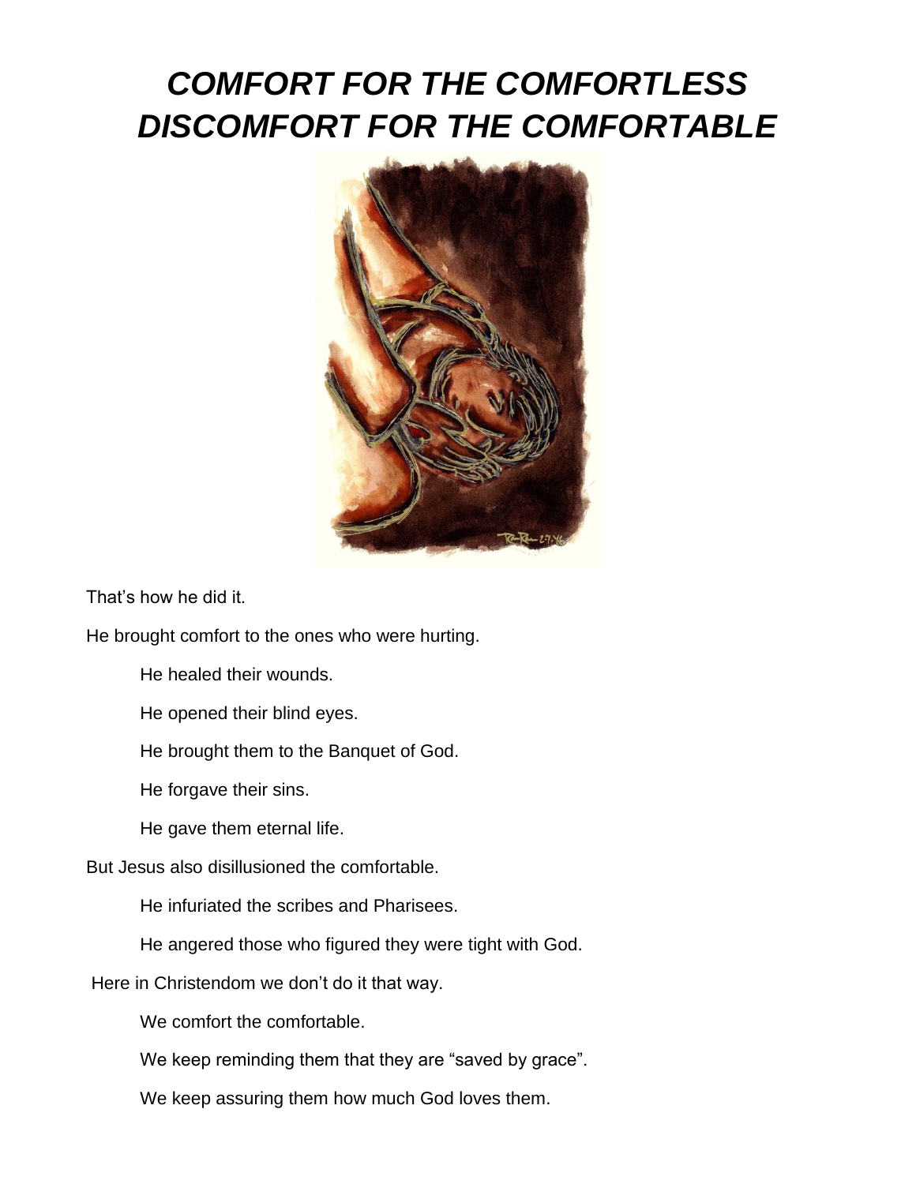# *COMFORT FOR THE COMFORTLESS DISCOMFORT FOR THE COMFORTABLE*

That's how he did it.

He brought comfort to the ones who were hurting.

> He healed their wounds.
>
> He opened their blind eyes.
>
> He brought them to the Banquet of God.
>
> He forgave their sins.
>
> He gave them eternal life.

But Jesus also disillusioned the comfortable.

> He infuriated the scribes and Pharisees.
>
> He angered those who figured they were tight with God.

Here in Christendom we don't do it that way.

> We comfort the comfortable.
>
> We keep reminding them that they are "saved by grace".
>
> We keep assuring them how much God loves them.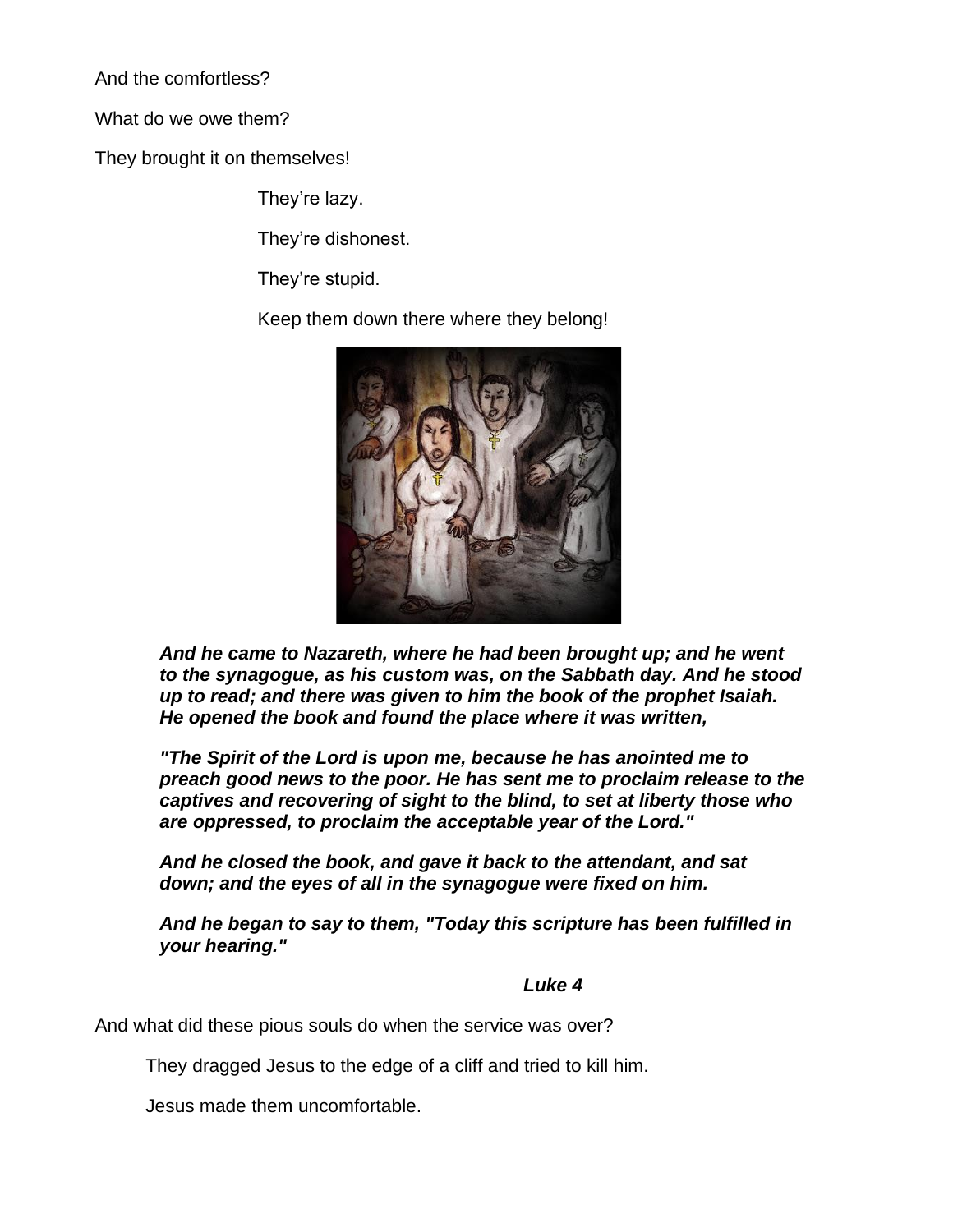And the comfortless?

What do we owe them?

They brought it on themselves!

They're lazy.

They're dishonest.

They're stupid.

Keep them down there where they belong!

***And he came to Nazareth, where he had been brought up; and he went to the synagogue, as his custom was, on the Sabbath day. And he stood up to read; and there was given to him the book of the prophet Isaiah. He opened the book and found the place where it was written,***

***"The Spirit of the Lord is upon me, because he has anointed me to preach good news to the poor. He has sent me to proclaim release to the captives and recovering of sight to the blind, to set at liberty those who are oppressed, to proclaim the acceptable year of the Lord."***

***And he closed the book, and gave it back to the attendant, and sat down; and the eyes of all in the synagogue were fixed on him.***

***And he began to say to them, "Today this scripture has been fulfilled in your hearing."***

***Luke 4***

And what did these pious souls do when the service was over?

They dragged Jesus to the edge of a cliff and tried to kill him.

Jesus made them uncomfortable.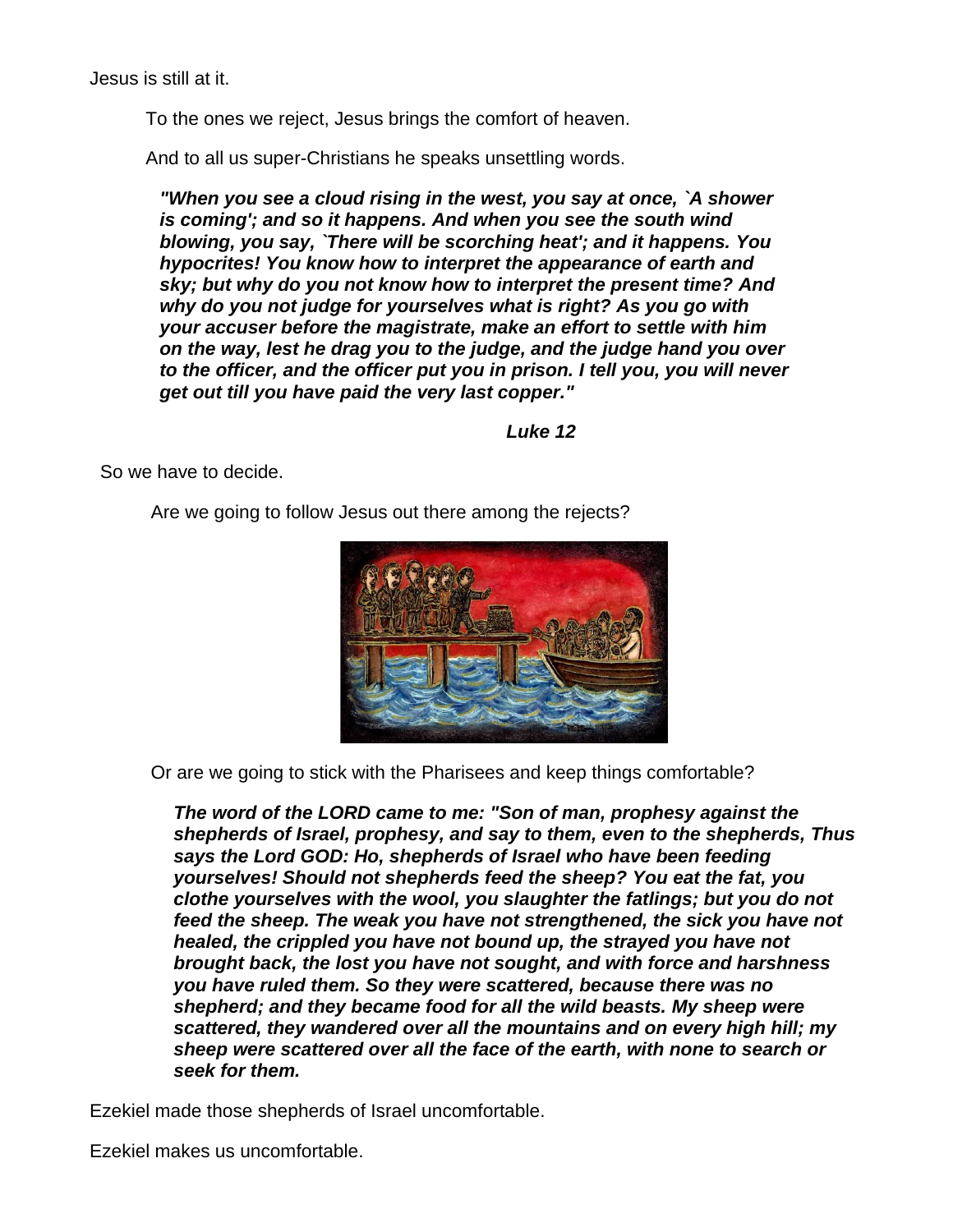Jesus is still at it.

To the ones we reject, Jesus brings the comfort of heaven.

And to all us super-Christians he speaks unsettling words.

> ***"When you see a cloud rising in the west, you say at once, `A shower is coming'; and so it happens. And when you see the south wind blowing, you say, `There will be scorching heat'; and it happens. You hypocrites! You know how to interpret the appearance of earth and sky; but why do you not know how to interpret the present time? And why do you not judge for yourselves what is right? As you go with your accuser before the magistrate, make an effort to settle with him on the way, lest he drag you to the judge, and the judge hand you over to the officer, and the officer put you in prison. I tell you, you will never get out till you have paid the very last copper."***
>
> ***Luke 12***

So we have to decide.

Are we going to follow Jesus out there among the rejects?

Or are we going to stick with the Pharisees and keep things comfortable?

> ***The word of the LORD came to me: "Son of man, prophesy against the shepherds of Israel, prophesy, and say to them, even to the shepherds, Thus says the Lord GOD: Ho, shepherds of Israel who have been feeding yourselves! Should not shepherds feed the sheep? You eat the fat, you clothe yourselves with the wool, you slaughter the fatlings; but you do not feed the sheep. The weak you have not strengthened, the sick you have not healed, the crippled you have not bound up, the strayed you have not brought back, the lost you have not sought, and with force and harshness you have ruled them. So they were scattered, because there was no shepherd; and they became food for all the wild beasts. My sheep were scattered, they wandered over all the mountains and on every high hill; my sheep were scattered over all the face of the earth, with none to search or seek for them.***

Ezekiel made those shepherds of Israel uncomfortable.

Ezekiel makes us uncomfortable.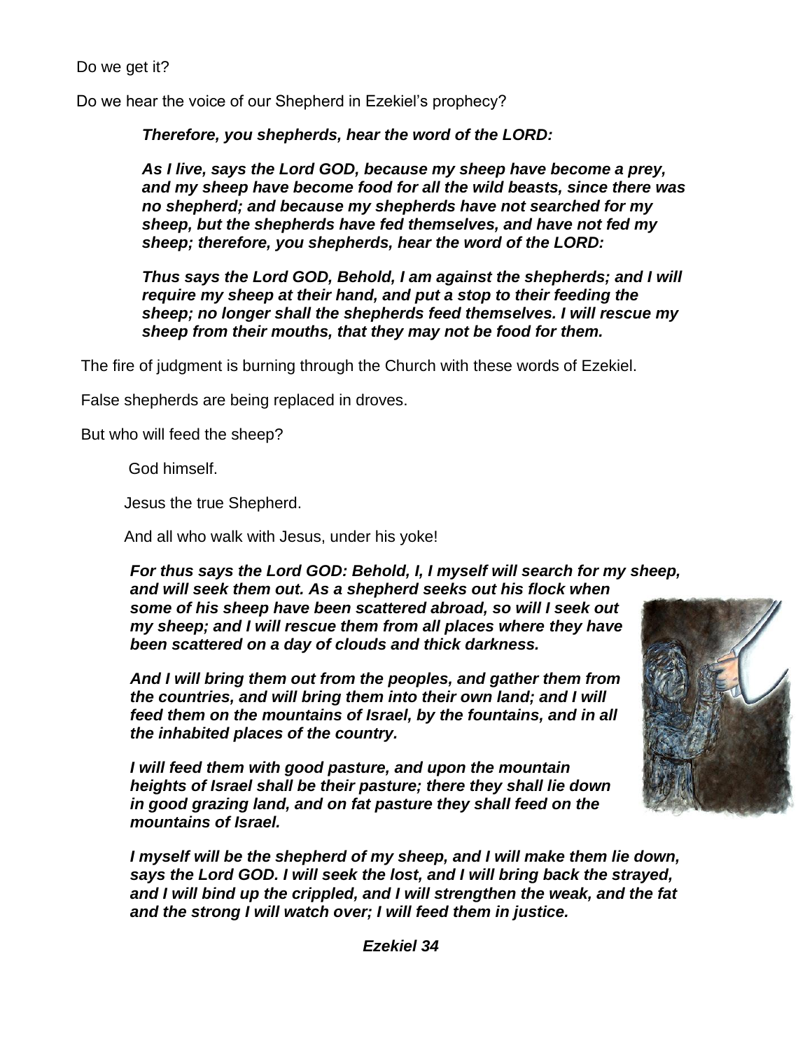Do we get it?

Do we hear the voice of our Shepherd in Ezekiel's prophecy?

> ***Therefore, you shepherds, hear the word of the LORD:***
>
> ***As I live, says the Lord GOD, because my sheep have become a prey, and my sheep have become food for all the wild beasts, since there was no shepherd; and because my shepherds have not searched for my sheep, but the shepherds have fed themselves, and have not fed my sheep; therefore, you shepherds, hear the word of the LORD:***
>
> ***Thus says the Lord GOD, Behold, I am against the shepherds; and I will require my sheep at their hand, and put a stop to their feeding the sheep; no longer shall the shepherds feed themselves. I will rescue my sheep from their mouths, that they may not be food for them.***

The fire of judgment is burning through the Church with these words of Ezekiel.

False shepherds are being replaced in droves.

But who will feed the sheep?

> God himself.
>
> Jesus the true Shepherd.
>
> And all who walk with Jesus, under his yoke!

> ***For thus says the Lord GOD: Behold, I, I myself will search for my sheep, and will seek them out. As a shepherd seeks out his flock when some of his sheep have been scattered abroad, so will I seek out my sheep; and I will rescue them from all places where they have been scattered on a day of clouds and thick darkness.***
>
> ***And I will bring them out from the peoples, and gather them from the countries, and will bring them into their own land; and I will feed them on the mountains of Israel, by the fountains, and in all the inhabited places of the country.***
>
> ***I will feed them with good pasture, and upon the mountain heights of Israel shall be their pasture; there they shall lie down in good grazing land, and on fat pasture they shall feed on the mountains of Israel.***
>
> ***I myself will be the shepherd of my sheep, and I will make them lie down, says the Lord GOD. I will seek the lost, and I will bring back the strayed, and I will bind up the crippled, and I will strengthen the weak, and the fat and the strong I will watch over; I will feed them in justice.***
>
> ***Ezekiel 34***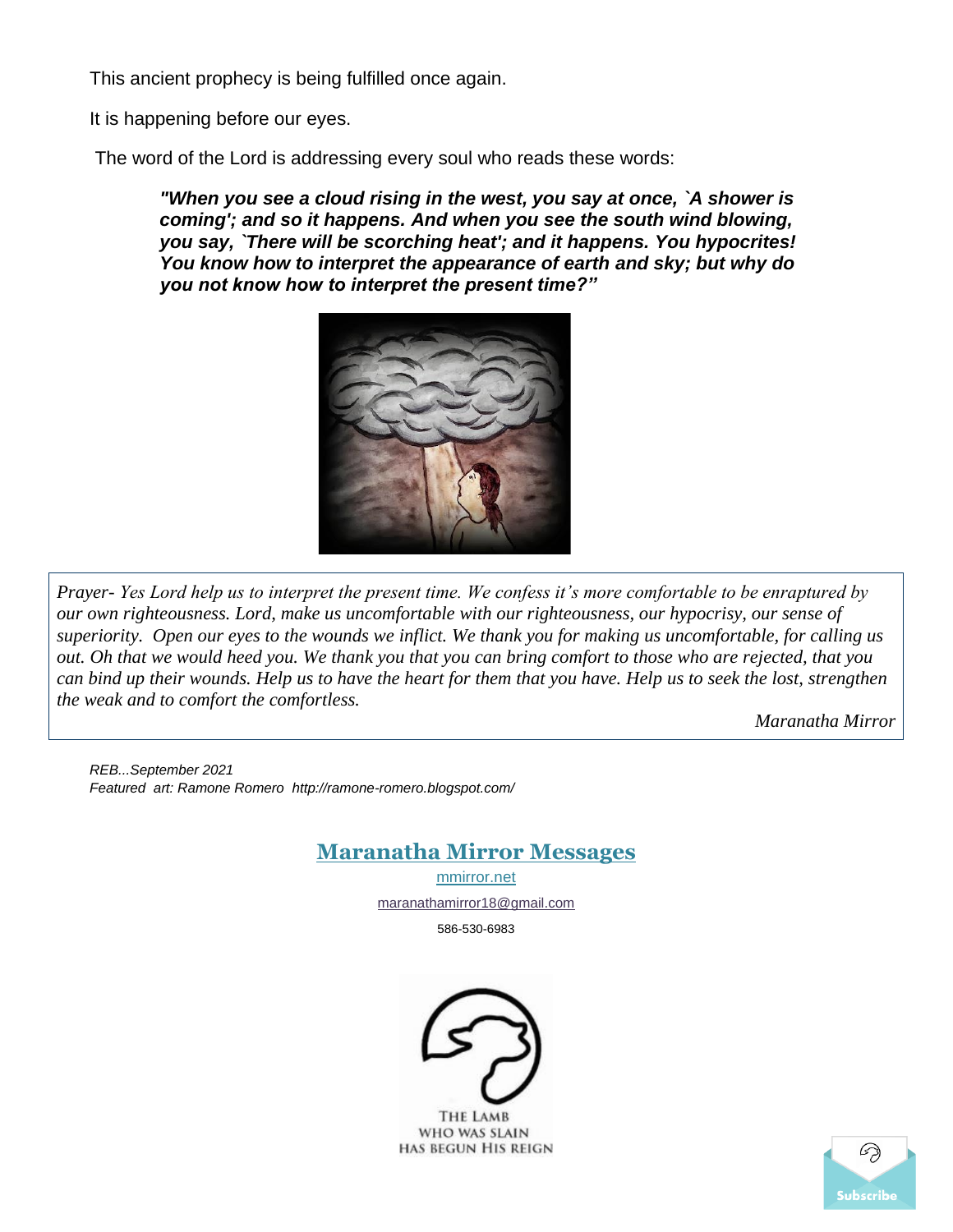This ancient prophecy is being fulfilled once again.

It is happening before our eyes.

The word of the Lord is addressing every soul who reads these words:

> ***"When you see a cloud rising in the west, you say at once, `A shower is coming'; and so it happens. And when you see the south wind blowing, you say, `There will be scorching heat'; and it happens. You hypocrites! You know how to interpret the appearance of earth and sky; but why do you not know how to interpret the present time?"***

*Prayer- Yes Lord help us to interpret the present time. We confess it's more comfortable to be enraptured by our own righteousness. Lord, make us uncomfortable with our righteousness, our hypocrisy, our sense of superiority. Open our eyes to the wounds we inflict. We thank you for making us uncomfortable, for calling us out. Oh that we would heed you. We thank you that you can bring comfort to those who are rejected, that you can bind up their wounds. Help us to have the heart for them that you have. Help us to seek the lost, strengthen the weak and to comfort the comfortless.*

*Maranatha Mirror*

*REB...September 2021*
*Featured art: Ramone Romero http://ramone-romero.blogspot.com/*

## Maranatha Mirror Messages

mmirror.net

maranathamirror18@gmail.com

586-530-6983

THE LAMB
WHO WAS SLAIN
HAS BEGUN HIS REIGN

Subscribe